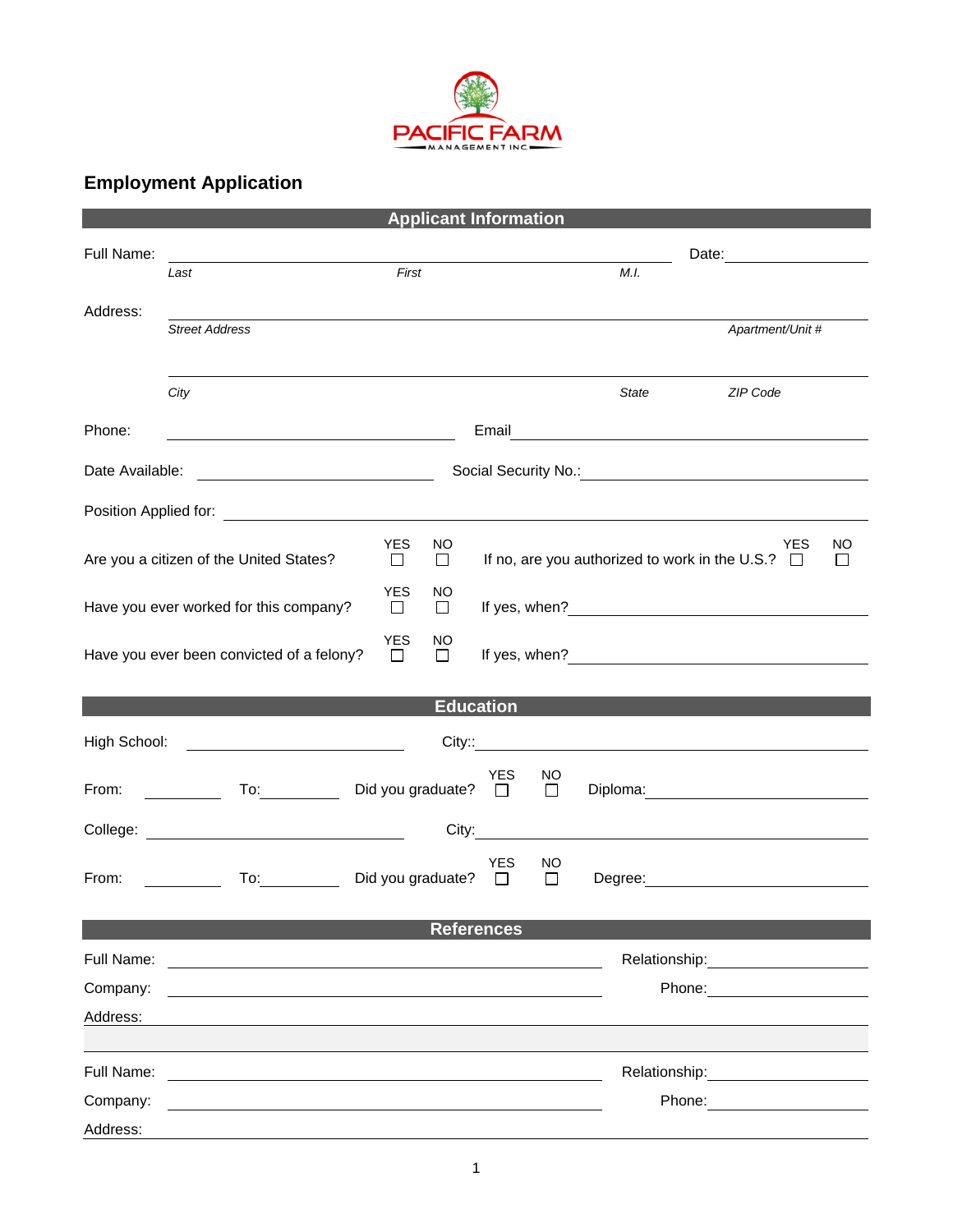PACIFIC FARM
MANAGEMENT INC

## Employment Application

### Applicant Information

Full Name: ______________________________________________ Date: ______________

*Last* *First* *M.I.*

Address: ______________________________________________

*Street Address* *Apartment/Unit #*

______________________________________________

*City* *State* *ZIP Code*

Phone: ______________________ Email ______________________

Date Available: ______________________ Social Security No.: ______________________

Position Applied for: ______________________________________________

Are you a citizen of the United States? YES ☐ NO ☐ If no, are you authorized to work in the U.S.? YES ☐ NO ☐

Have you ever worked for this company? YES ☐ NO ☐ If yes, when? ______________________

Have you ever been convicted of a felony? YES ☐ NO ☐ If yes, when? ______________________

### Education

High School: ______________________ City:: ______________________

From: __________ To: __________ Did you graduate? YES ☐ NO ☐ Diploma: ______________________

College: ______________________ City: ______________________

From: __________ To: __________ Did you graduate? YES ☐ NO ☐ Degree: ______________________

### References

Full Name: ______________________________ Relationship: ______________

Company: ______________________________ Phone: ______________

Address: ______________________________________________

Full Name: ______________________________ Relationship: ______________

Company: ______________________________ Phone: ______________

Address: ______________________________________________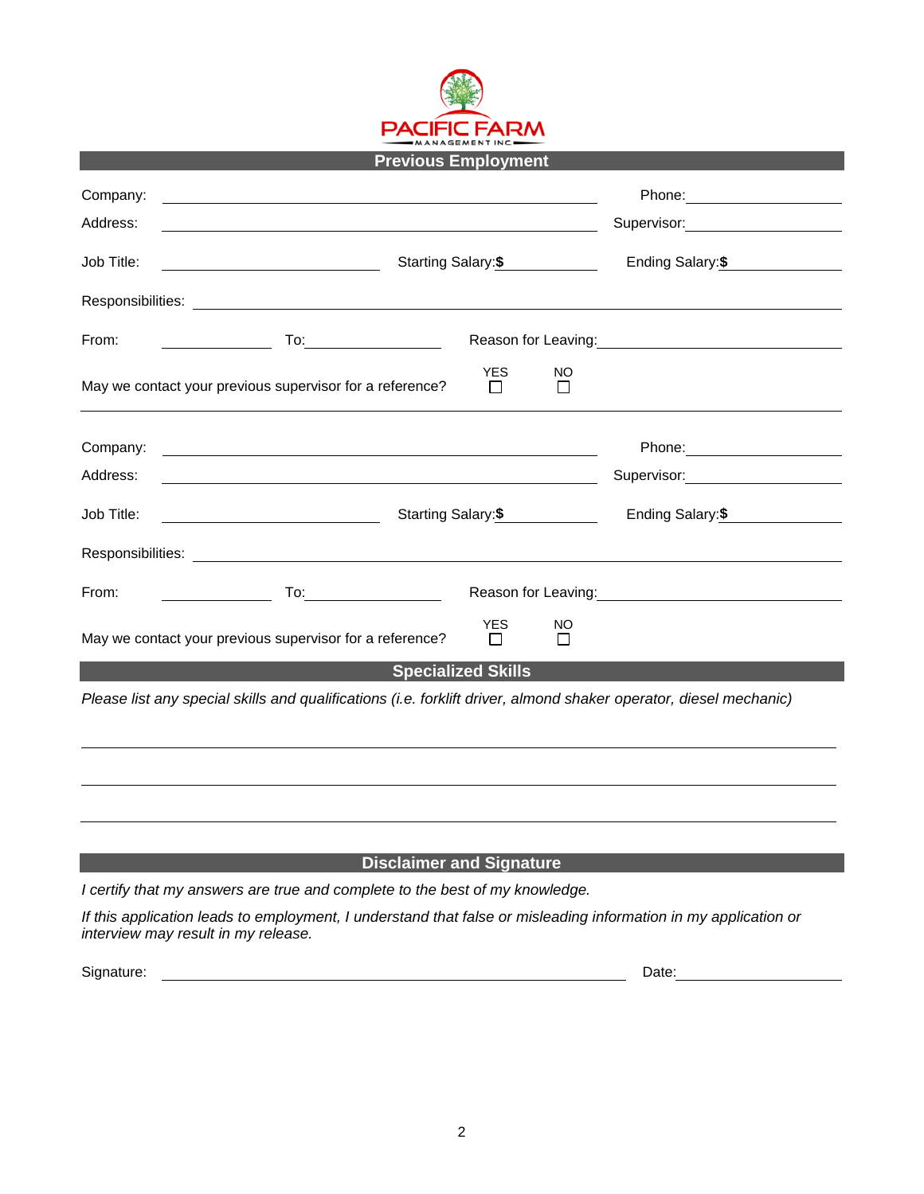PACIFIC FARM
MANAGEMENT INC

## Previous Employment

Company: ______________________________ Phone: ______________

Address: ______________________________ Supervisor: ______________

Job Title: ______________ Starting Salary: $ ______________ Ending Salary: $ ______________

Responsibilities: ______________________________

From: ______________ To: ______________ Reason for Leaving: ______________

May we contact your previous supervisor for a reference? YES ☐ NO ☐

---

Company: ______________________________ Phone: ______________

Address: ______________________________ Supervisor: ______________

Job Title: ______________ Starting Salary: $ ______________ Ending Salary: $ ______________

Responsibilities: ______________________________

From: ______________ To: ______________ Reason for Leaving: ______________

May we contact your previous supervisor for a reference? YES ☐ NO ☐

## Specialized Skills

*Please list any special skills and qualifications (i.e. forklift driver, almond shaker operator, diesel mechanic)*

______________________________

______________________________

______________________________

## Disclaimer and Signature

*I certify that my answers are true and complete to the best of my knowledge.*

*If this application leads to employment, I understand that false or misleading information in my application or interview may result in my release.*

Signature: ______________________________ Date: ______________